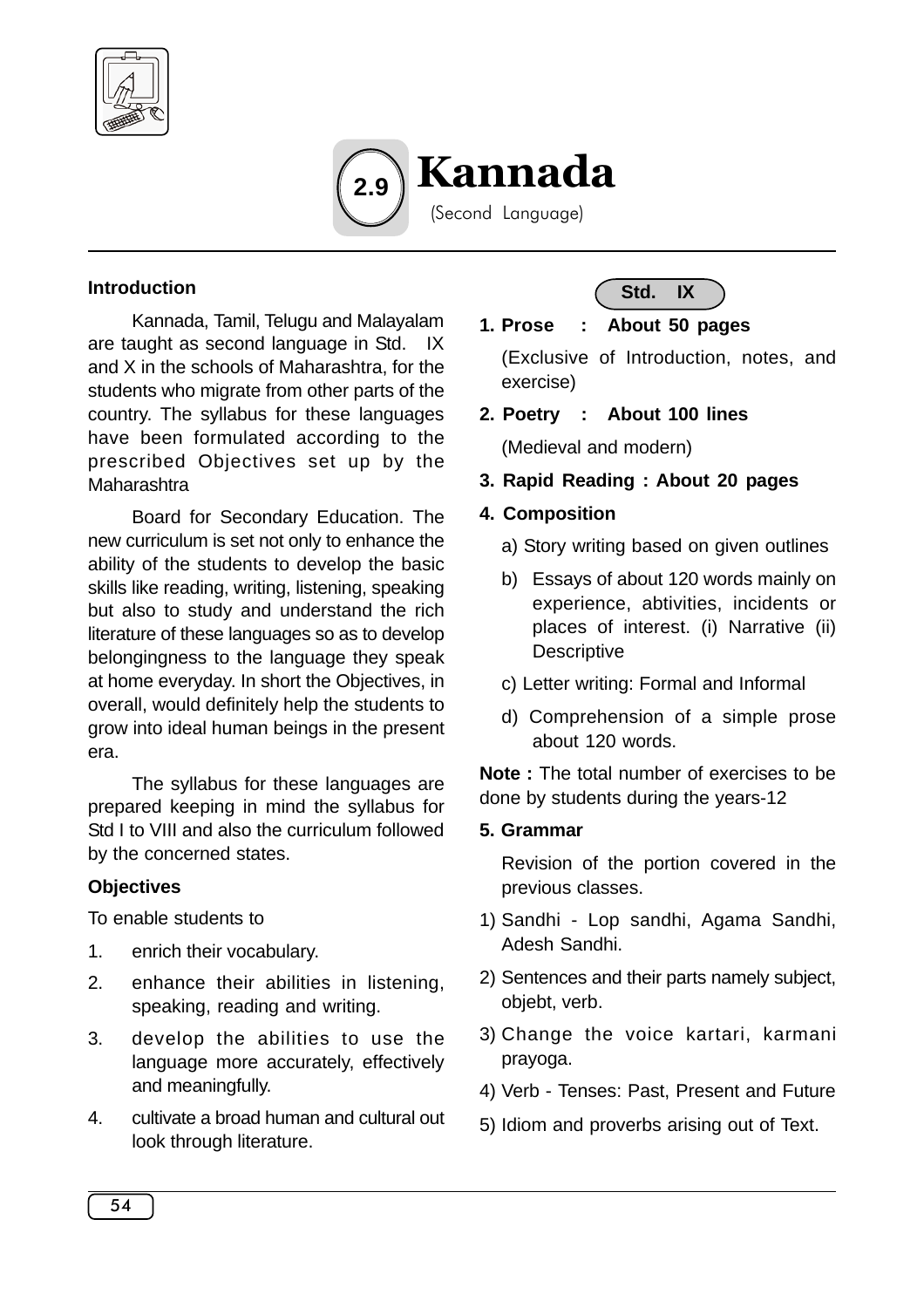# 2.9 Kannada

(Second Language)

## Introduction

Kannada, Tamil, Telugu and Malayalam are taught as second language in Std. IX and X in the schools of Maharashtra, for the students who migrate from other parts of the country. The syllabus for these languages have been formulated according to the prescribed Objectives set up by the Maharashtra

Board for Secondary Education. The new curriculum is set not only to enhance the ability of the students to develop the basic skills like reading, writing, listening, speaking but also to study and understand the rich literature of these languages so as to develop belongingness to the language they speak at home everyday. In short the Objectives, in overall, would definitely help the students to grow into ideal human beings in the present era.

The syllabus for these languages are prepared keeping in mind the syllabus for Std I to VIII and also the curriculum followed by the concerned states.

## Objectives

To enable students to

1. enrich their vocabulary.
2. enhance their abilities in listening, speaking, reading and writing.
3. develop the abilities to use the language more accurately, effectively and meaningfully.
4. cultivate a broad human and cultural out look through literature.

## Std. IX

**1. Prose : About 50 pages**

(Exclusive of Introduction, notes, and exercise)

**2. Poetry : About 100 lines**

(Medieval and modern)

**3. Rapid Reading : About 20 pages**

**4. Composition**

a) Story writing based on given outlines

b) Essays of about 120 words mainly on experience, abtivities, incidents or places of interest. (i) Narrative (ii) Descriptive

c) Letter writing: Formal and Informal

d) Comprehension of a simple prose about 120 words.

**Note :** The total number of exercises to be done by students during the years-12

**5. Grammar**

Revision of the portion covered in the previous classes.

1) Sandhi - Lop sandhi, Agama Sandhi, Adesh Sandhi.
2) Sentences and their parts namely subject, objebt, verb.
3) Change the voice kartari, karmani prayoga.
4) Verb - Tenses: Past, Present and Future
5) Idiom and proverbs arising out of Text.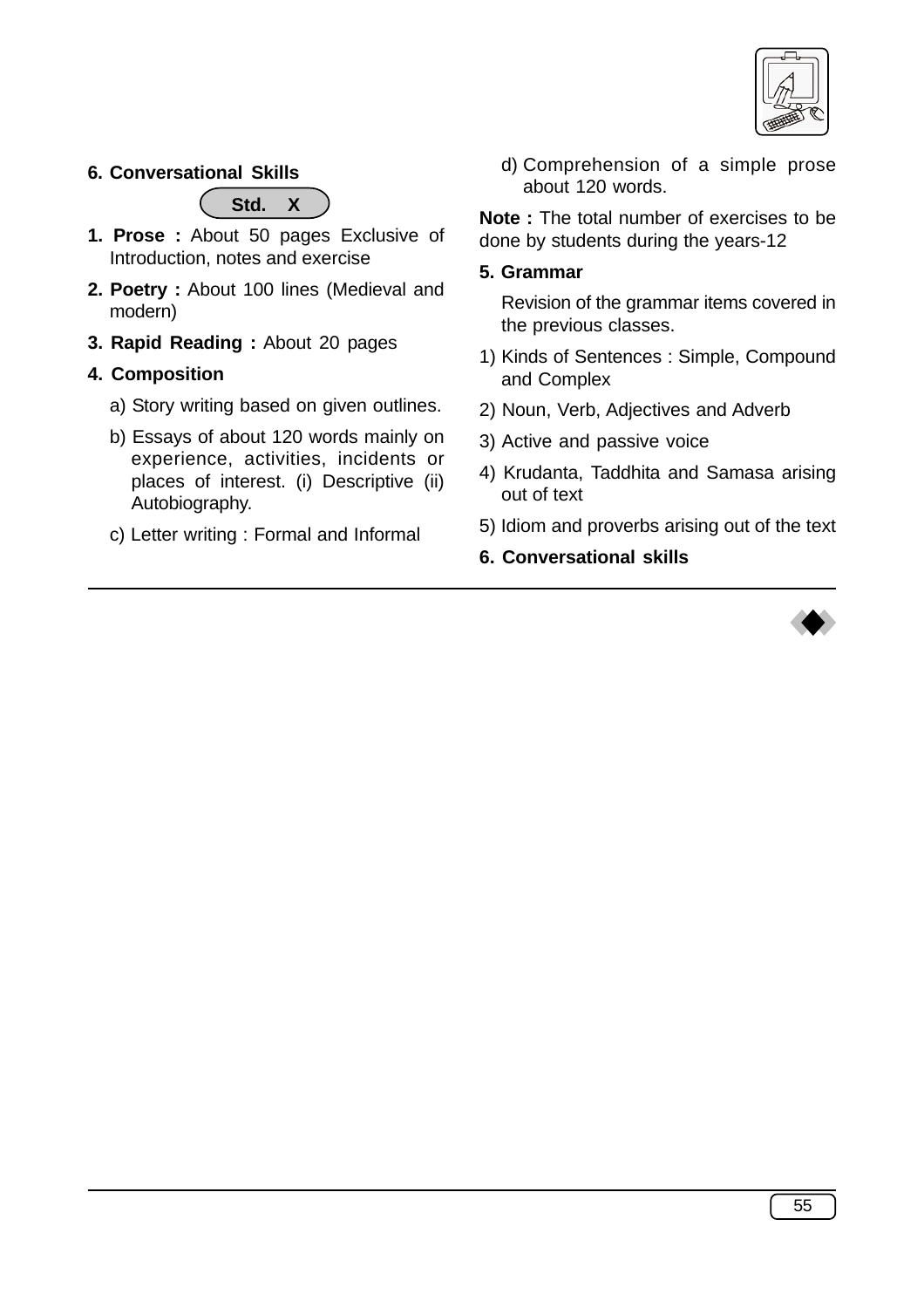**6. Conversational Skills**

**Std. X**

1. **Prose :** About 50 pages Exclusive of Introduction, notes and exercise
2. **Poetry :** About 100 lines (Medieval and modern)
3. **Rapid Reading :** About 20 pages
4. **Composition**
   a) Story writing based on given outlines.
   b) Essays of about 120 words mainly on experience, activities, incidents or places of interest. (i) Descriptive (ii) Autobiography.
   c) Letter writing : Formal and Informal
   d) Comprehension of a simple prose about 120 words.

**Note :** The total number of exercises to be done by students during the years-12

**5. Grammar**

Revision of the grammar items covered in the previous classes.

1) Kinds of Sentences : Simple, Compound and Complex
2) Noun, Verb, Adjectives and Adverb
3) Active and passive voice
4) Krudanta, Taddhita and Samasa arising out of text
5) Idiom and proverbs arising out of the text

**6. Conversational skills**